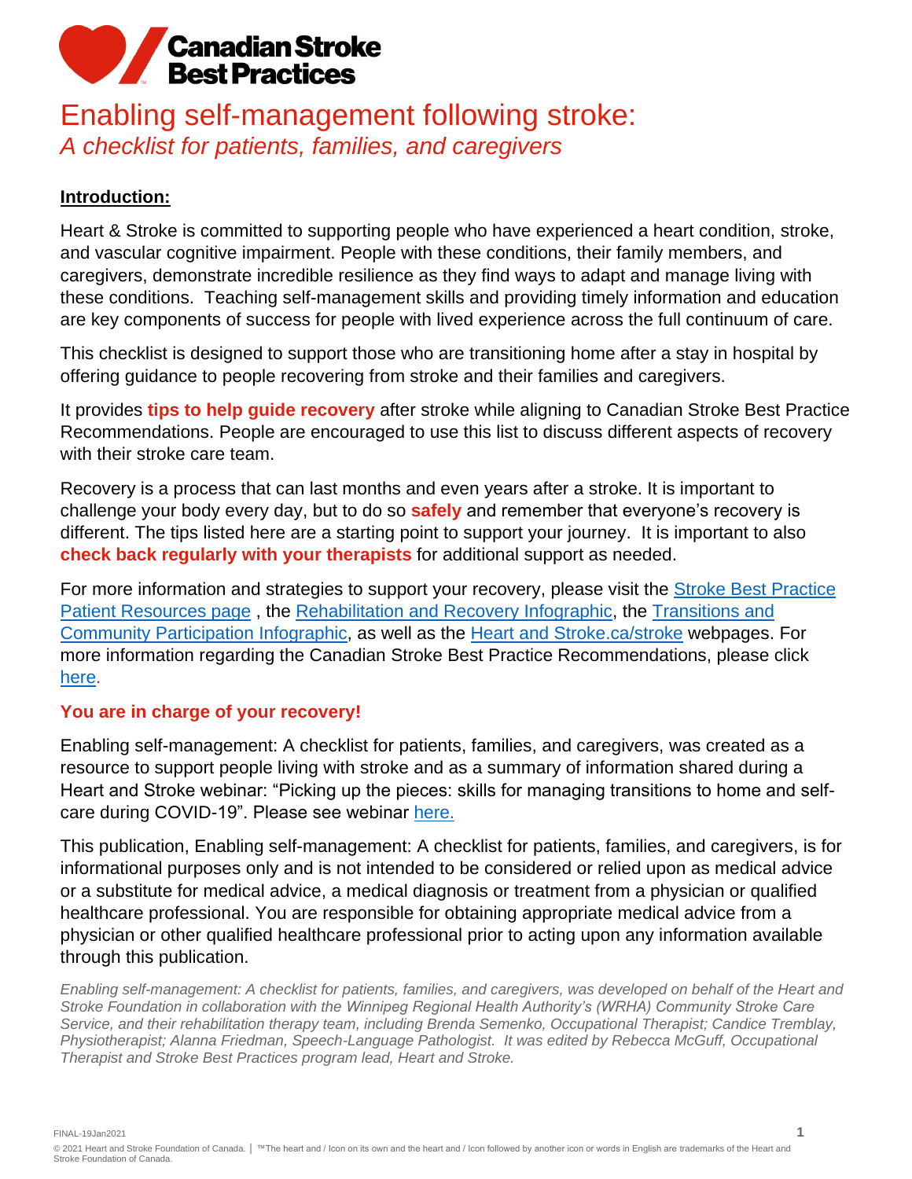**Canadian Stroke Best Practices**

# Enabling self-management following stroke:

*A checklist for patients, families, and caregivers*

## Introduction:

Heart & Stroke is committed to supporting people who have experienced a heart condition, stroke, and vascular cognitive impairment. People with these conditions, their family members, and caregivers, demonstrate incredible resilience as they find ways to adapt and manage living with these conditions. Teaching self-management skills and providing timely information and education are key components of success for people with lived experience across the full continuum of care.

This checklist is designed to support those who are transitioning home after a stay in hospital by offering guidance to people recovering from stroke and their families and caregivers.

It provides **tips to help guide recovery** after stroke while aligning to Canadian Stroke Best Practice Recommendations. People are encouraged to use this list to discuss different aspects of recovery with their stroke care team.

Recovery is a process that can last months and even years after a stroke. It is important to challenge your body every day, but to do so **safely** and remember that everyone's recovery is different. The tips listed here are a starting point to support your journey. It is important to also **check back regularly with your therapists** for additional support as needed.

For more information and strategies to support your recovery, please visit the Stroke Best Practice Patient Resources page , the Rehabilitation and Recovery Infographic, the Transitions and Community Participation Infographic, as well as the Heart and Stroke.ca/stroke webpages. For more information regarding the Canadian Stroke Best Practice Recommendations, please click here.

**You are in charge of your recovery!**

Enabling self-management: A checklist for patients, families, and caregivers, was created as a resource to support people living with stroke and as a summary of information shared during a Heart and Stroke webinar: "Picking up the pieces: skills for managing transitions to home and self-care during COVID-19". Please see webinar here.

This publication, Enabling self-management: A checklist for patients, families, and caregivers, is for informational purposes only and is not intended to be considered or relied upon as medical advice or a substitute for medical advice, a medical diagnosis or treatment from a physician or qualified healthcare professional. You are responsible for obtaining appropriate medical advice from a physician or other qualified healthcare professional prior to acting upon any information available through this publication.

*Enabling self-management: A checklist for patients, families, and caregivers, was developed on behalf of the Heart and Stroke Foundation in collaboration with the Winnipeg Regional Health Authority's (WRHA) Community Stroke Care Service, and their rehabilitation therapy team, including Brenda Semenko, Occupational Therapist; Candice Tremblay, Physiotherapist; Alanna Friedman, Speech-Language Pathologist. It was edited by Rebecca McGuff, Occupational Therapist and Stroke Best Practices program lead, Heart and Stroke.*

FINAL-19Jan2021

© 2021 Heart and Stroke Foundation of Canada. | ™The heart and / Icon on its own and the heart and / Icon followed by another icon or words in English are trademarks of the Heart and Stroke Foundation of Canada.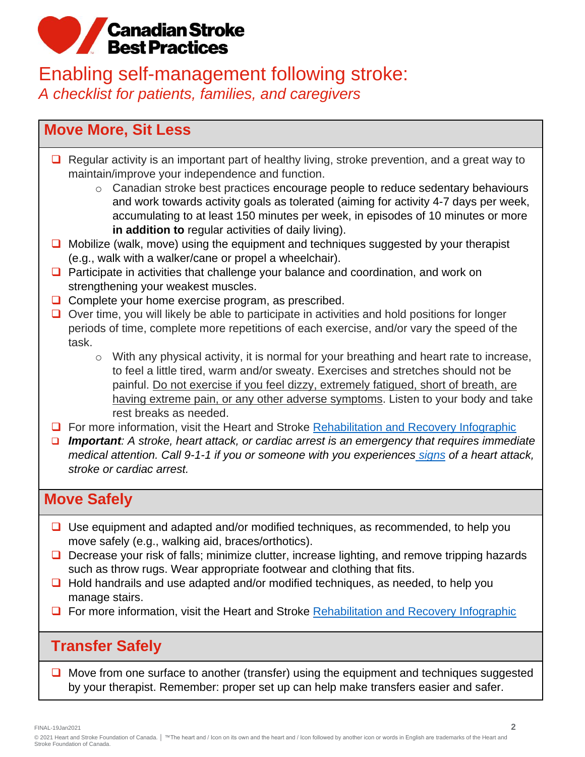Canadian Stroke Best Practices

# Enabling self-management following stroke:

*A checklist for patients, families, and caregivers*

## Move More, Sit Less

- ☐ Regular activity is an important part of healthy living, stroke prevention, and a great way to maintain/improve your independence and function.
  - Canadian stroke best practices encourage people to reduce sedentary behaviours and work towards activity goals as tolerated (aiming for activity 4-7 days per week, accumulating to at least 150 minutes per week, in episodes of 10 minutes or more **in addition to** regular activities of daily living).
- ☐ Mobilize (walk, move) using the equipment and techniques suggested by your therapist (e.g., walk with a walker/cane or propel a wheelchair).
- ☐ Participate in activities that challenge your balance and coordination, and work on strengthening your weakest muscles.
- ☐ Complete your home exercise program, as prescribed.
- ☐ Over time, you will likely be able to participate in activities and hold positions for longer periods of time, complete more repetitions of each exercise, and/or vary the speed of the task.
  - With any physical activity, it is normal for your breathing and heart rate to increase, to feel a little tired, warm and/or sweaty. Exercises and stretches should not be painful. Do not exercise if you feel dizzy, extremely fatigued, short of breath, are having extreme pain, or any other adverse symptoms. Listen to your body and take rest breaks as needed.
- ☐ For more information, visit the Heart and Stroke Rehabilitation and Recovery Infographic
- ☐ ***Important**: A stroke, heart attack, or cardiac arrest is an emergency that requires immediate medical attention. Call 9-1-1 if you or someone with you experiences signs of a heart attack, stroke or cardiac arrest.*

## Move Safely

- ☐ Use equipment and adapted and/or modified techniques, as recommended, to help you move safely (e.g., walking aid, braces/orthotics).
- ☐ Decrease your risk of falls; minimize clutter, increase lighting, and remove tripping hazards such as throw rugs. Wear appropriate footwear and clothing that fits.
- ☐ Hold handrails and use adapted and/or modified techniques, as needed, to help you manage stairs.
- ☐ For more information, visit the Heart and Stroke Rehabilitation and Recovery Infographic

## Transfer Safely

- ☐ Move from one surface to another (transfer) using the equipment and techniques suggested by your therapist. Remember: proper set up can help make transfers easier and safer.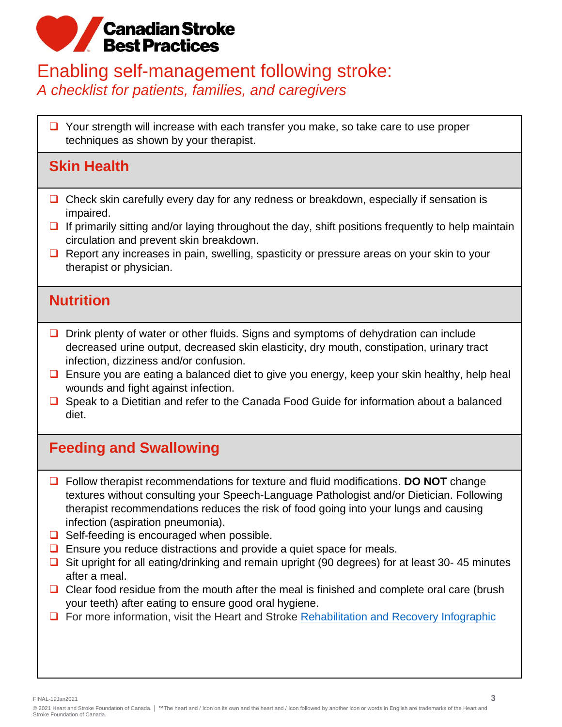# Enabling self-management following stroke:

*A checklist for patients, families, and caregivers*

- ❑ Your strength will increase with each transfer you make, so take care to use proper techniques as shown by your therapist.

## Skin Health

- ❑ Check skin carefully every day for any redness or breakdown, especially if sensation is impaired.
- ❑ If primarily sitting and/or laying throughout the day, shift positions frequently to help maintain circulation and prevent skin breakdown.
- ❑ Report any increases in pain, swelling, spasticity or pressure areas on your skin to your therapist or physician.

## Nutrition

- ❑ Drink plenty of water or other fluids. Signs and symptoms of dehydration can include decreased urine output, decreased skin elasticity, dry mouth, constipation, urinary tract infection, dizziness and/or confusion.
- ❑ Ensure you are eating a balanced diet to give you energy, keep your skin healthy, help heal wounds and fight against infection.
- ❑ Speak to a Dietitian and refer to the Canada Food Guide for information about a balanced diet.

## Feeding and Swallowing

- ❑ Follow therapist recommendations for texture and fluid modifications. **DO NOT** change textures without consulting your Speech-Language Pathologist and/or Dietician. Following therapist recommendations reduces the risk of food going into your lungs and causing infection (aspiration pneumonia).
- ❑ Self-feeding is encouraged when possible.
- ❑ Ensure you reduce distractions and provide a quiet space for meals.
- ❑ Sit upright for all eating/drinking and remain upright (90 degrees) for at least 30- 45 minutes after a meal.
- ❑ Clear food residue from the mouth after the meal is finished and complete oral care (brush your teeth) after eating to ensure good oral hygiene.
- ❑ For more information, visit the Heart and Stroke Rehabilitation and Recovery Infographic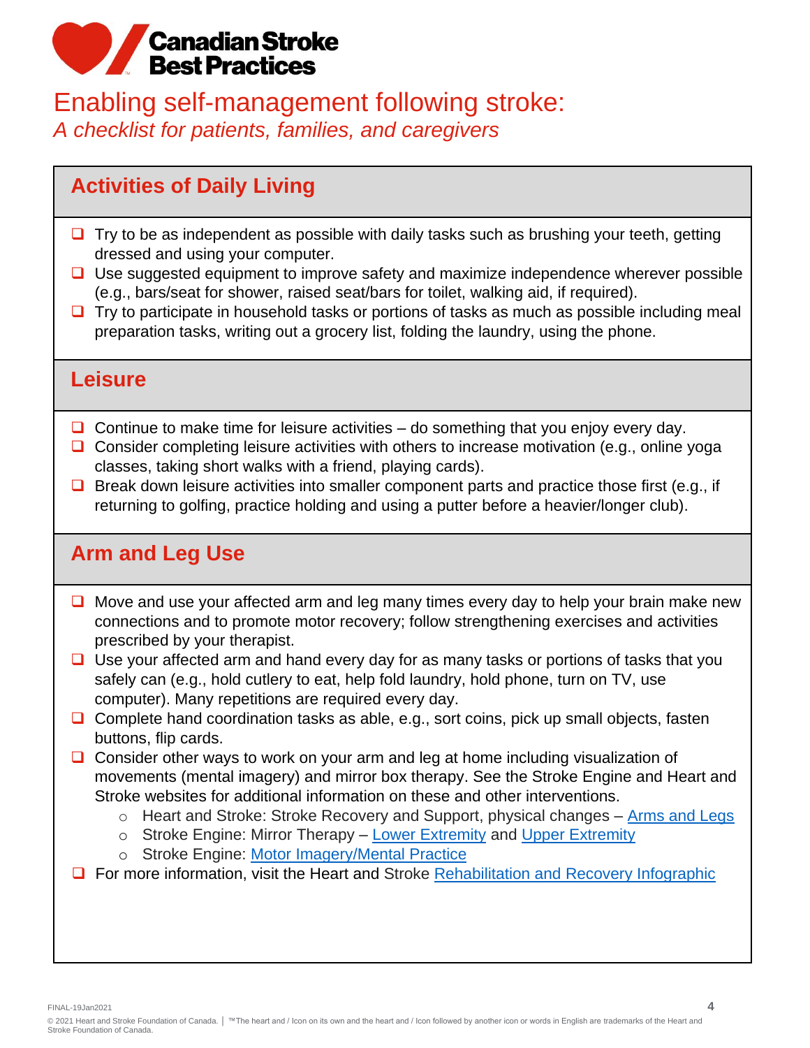Canadian Stroke Best Practices

# Enabling self-management following stroke:

*A checklist for patients, families, and caregivers*

## Activities of Daily Living

- ❑ Try to be as independent as possible with daily tasks such as brushing your teeth, getting dressed and using your computer.
- ❑ Use suggested equipment to improve safety and maximize independence wherever possible (e.g., bars/seat for shower, raised seat/bars for toilet, walking aid, if required).
- ❑ Try to participate in household tasks or portions of tasks as much as possible including meal preparation tasks, writing out a grocery list, folding the laundry, using the phone.

## Leisure

- ❑ Continue to make time for leisure activities – do something that you enjoy every day.
- ❑ Consider completing leisure activities with others to increase motivation (e.g., online yoga classes, taking short walks with a friend, playing cards).
- ❑ Break down leisure activities into smaller component parts and practice those first (e.g., if returning to golfing, practice holding and using a putter before a heavier/longer club).

## Arm and Leg Use

- ❑ Move and use your affected arm and leg many times every day to help your brain make new connections and to promote motor recovery; follow strengthening exercises and activities prescribed by your therapist.
- ❑ Use your affected arm and hand every day for as many tasks or portions of tasks that you safely can (e.g., hold cutlery to eat, help fold laundry, hold phone, turn on TV, use computer). Many repetitions are required every day.
- ❑ Complete hand coordination tasks as able, e.g., sort coins, pick up small objects, fasten buttons, flip cards.
- ❑ Consider other ways to work on your arm and leg at home including visualization of movements (mental imagery) and mirror box therapy. See the Stroke Engine and Heart and Stroke websites for additional information on these and other interventions.
  - Heart and Stroke: Stroke Recovery and Support, physical changes – Arms and Legs
  - Stroke Engine: Mirror Therapy – Lower Extremity and Upper Extremity
  - Stroke Engine: Motor Imagery/Mental Practice
- ❑ For more information, visit the Heart and Stroke Rehabilitation and Recovery Infographic

FINAL-19Jan2021

© 2021 Heart and Stroke Foundation of Canada. | ™The heart and / Icon on its own and the heart and / Icon followed by another icon or words in English are trademarks of the Heart and Stroke Foundation of Canada.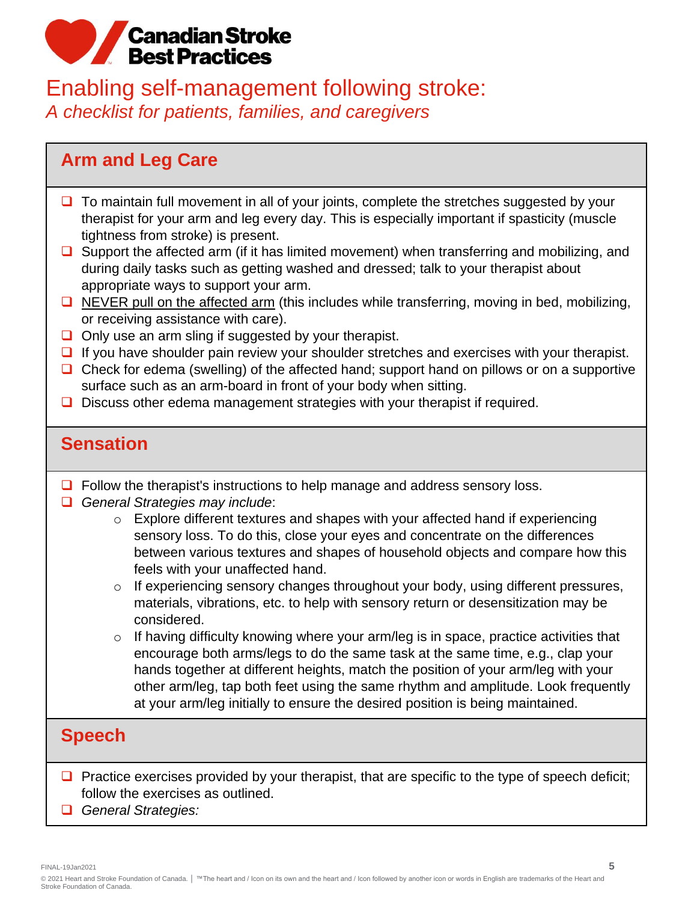# Canadian Stroke Best Practices

## Enabling self-management following stroke:

*A checklist for patients, families, and caregivers*

### Arm and Leg Care

- ❑ To maintain full movement in all of your joints, complete the stretches suggested by your therapist for your arm and leg every day. This is especially important if spasticity (muscle tightness from stroke) is present.
- ❑ Support the affected arm (if it has limited movement) when transferring and mobilizing, and during daily tasks such as getting washed and dressed; talk to your therapist about appropriate ways to support your arm.
- ❑ <u>NEVER pull on the affected arm</u> (this includes while transferring, moving in bed, mobilizing, or receiving assistance with care).
- ❑ Only use an arm sling if suggested by your therapist.
- ❑ If you have shoulder pain review your shoulder stretches and exercises with your therapist.
- ❑ Check for edema (swelling) of the affected hand; support hand on pillows or on a supportive surface such as an arm-board in front of your body when sitting.
- ❑ Discuss other edema management strategies with your therapist if required.

### Sensation

- ❑ Follow the therapist's instructions to help manage and address sensory loss.
- ❑ *General Strategies may include*:
  - Explore different textures and shapes with your affected hand if experiencing sensory loss. To do this, close your eyes and concentrate on the differences between various textures and shapes of household objects and compare how this feels with your unaffected hand.
  - If experiencing sensory changes throughout your body, using different pressures, materials, vibrations, etc. to help with sensory return or desensitization may be considered.
  - If having difficulty knowing where your arm/leg is in space, practice activities that encourage both arms/legs to do the same task at the same time, e.g., clap your hands together at different heights, match the position of your arm/leg with your other arm/leg, tap both feet using the same rhythm and amplitude. Look frequently at your arm/leg initially to ensure the desired position is being maintained.

### Speech

- ❑ Practice exercises provided by your therapist, that are specific to the type of speech deficit; follow the exercises as outlined.
- ❑ *General Strategies:*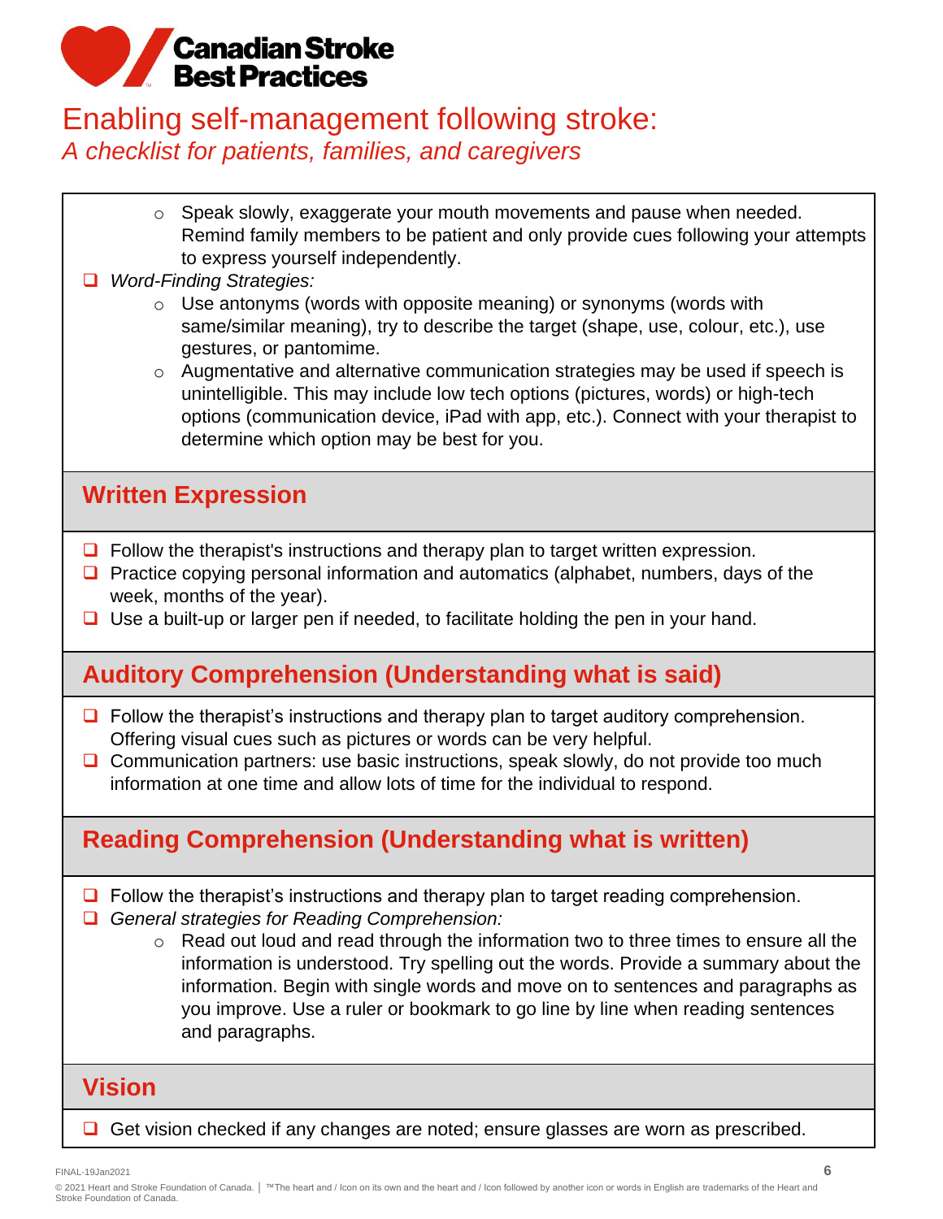- Speak slowly, exaggerate your mouth movements and pause when needed. Remind family members to be patient and only provide cues following your attempts to express yourself independently.

- [ ] *Word-Finding Strategies:*
  - Use antonyms (words with opposite meaning) or synonyms (words with same/similar meaning), try to describe the target (shape, use, colour, etc.), use gestures, or pantomime.
  - Augmentative and alternative communication strategies may be used if speech is unintelligible. This may include low tech options (pictures, words) or high-tech options (communication device, iPad with app, etc.). Connect with your therapist to determine which option may be best for you.

## Written Expression

- [ ] Follow the therapist's instructions and therapy plan to target written expression.
- [ ] Practice copying personal information and automatics (alphabet, numbers, days of the week, months of the year).
- [ ] Use a built-up or larger pen if needed, to facilitate holding the pen in your hand.

## Auditory Comprehension (Understanding what is said)

- [ ] Follow the therapist's instructions and therapy plan to target auditory comprehension. Offering visual cues such as pictures or words can be very helpful.
- [ ] Communication partners: use basic instructions, speak slowly, do not provide too much information at one time and allow lots of time for the individual to respond.

## Reading Comprehension (Understanding what is written)

- [ ] Follow the therapist's instructions and therapy plan to target reading comprehension.
- [ ] *General strategies for Reading Comprehension:*
  - Read out loud and read through the information two to three times to ensure all the information is understood. Try spelling out the words. Provide a summary about the information. Begin with single words and move on to sentences and paragraphs as you improve. Use a ruler or bookmark to go line by line when reading sentences and paragraphs.

## Vision

- [ ] Get vision checked if any changes are noted; ensure glasses are worn as prescribed.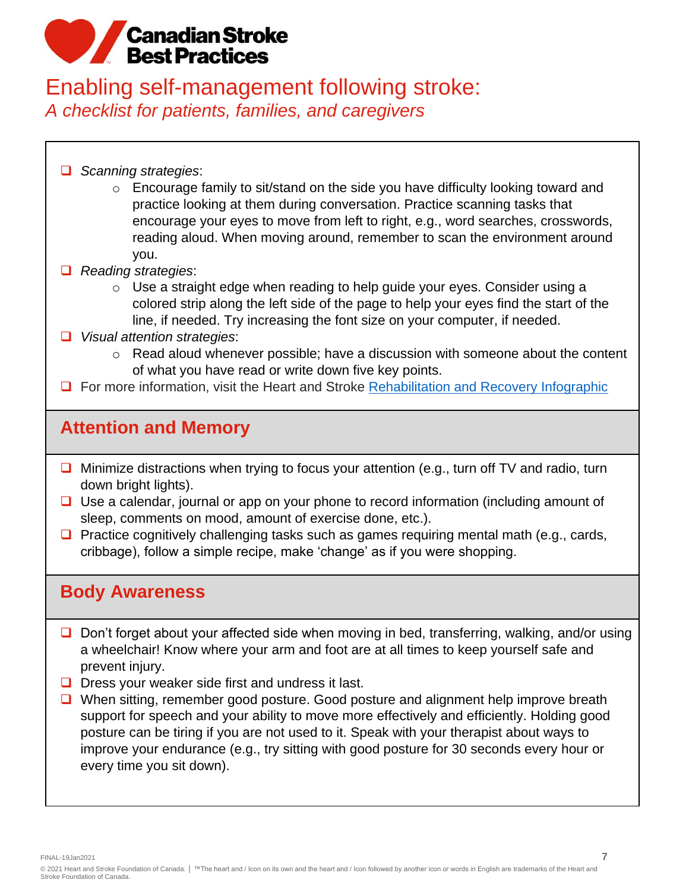# Enabling self-management following stroke:

*A checklist for patients, families, and caregivers*

- ❑ *Scanning strategies*:
  - Encourage family to sit/stand on the side you have difficulty looking toward and practice looking at them during conversation. Practice scanning tasks that encourage your eyes to move from left to right, e.g., word searches, crosswords, reading aloud. When moving around, remember to scan the environment around you.
- ❑ *Reading strategies*:
  - Use a straight edge when reading to help guide your eyes. Consider using a colored strip along the left side of the page to help your eyes find the start of the line, if needed. Try increasing the font size on your computer, if needed.
- ❑ *Visual attention strategies*:
  - Read aloud whenever possible; have a discussion with someone about the content of what you have read or write down five key points.
- ❑ For more information, visit the Heart and Stroke Rehabilitation and Recovery Infographic

## Attention and Memory

- ❑ Minimize distractions when trying to focus your attention (e.g., turn off TV and radio, turn down bright lights).
- ❑ Use a calendar, journal or app on your phone to record information (including amount of sleep, comments on mood, amount of exercise done, etc.).
- ❑ Practice cognitively challenging tasks such as games requiring mental math (e.g., cards, cribbage), follow a simple recipe, make 'change' as if you were shopping.

## Body Awareness

- ❑ Don't forget about your affected side when moving in bed, transferring, walking, and/or using a wheelchair! Know where your arm and foot are at all times to keep yourself safe and prevent injury.
- ❑ Dress your weaker side first and undress it last.
- ❑ When sitting, remember good posture. Good posture and alignment help improve breath support for speech and your ability to move more effectively and efficiently. Holding good posture can be tiring if you are not used to it. Speak with your therapist about ways to improve your endurance (e.g., try sitting with good posture for 30 seconds every hour or every time you sit down).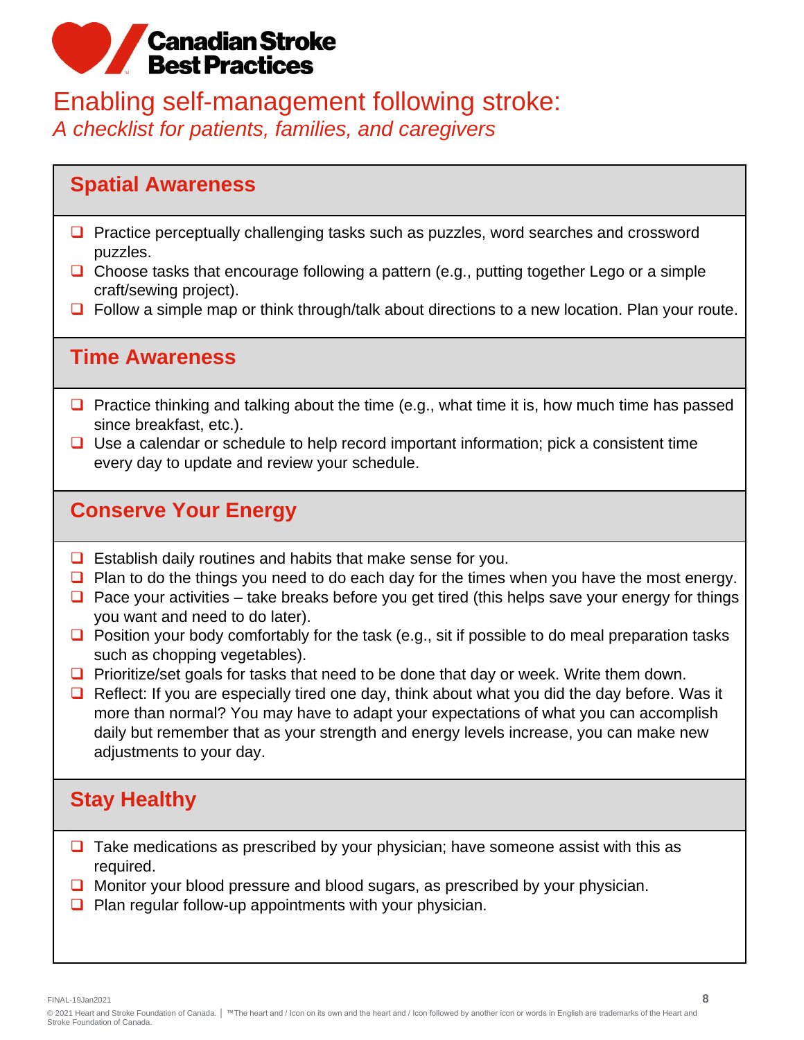Canadian Stroke Best Practices

# Enabling self-management following stroke:

*A checklist for patients, families, and caregivers*

## Spatial Awareness

- ❑ Practice perceptually challenging tasks such as puzzles, word searches and crossword puzzles.
- ❑ Choose tasks that encourage following a pattern (e.g., putting together Lego or a simple craft/sewing project).
- ❑ Follow a simple map or think through/talk about directions to a new location. Plan your route.

## Time Awareness

- ❑ Practice thinking and talking about the time (e.g., what time it is, how much time has passed since breakfast, etc.).
- ❑ Use a calendar or schedule to help record important information; pick a consistent time every day to update and review your schedule.

## Conserve Your Energy

- ❑ Establish daily routines and habits that make sense for you.
- ❑ Plan to do the things you need to do each day for the times when you have the most energy.
- ❑ Pace your activities – take breaks before you get tired (this helps save your energy for things you want and need to do later).
- ❑ Position your body comfortably for the task (e.g., sit if possible to do meal preparation tasks such as chopping vegetables).
- ❑ Prioritize/set goals for tasks that need to be done that day or week. Write them down.
- ❑ Reflect: If you are especially tired one day, think about what you did the day before. Was it more than normal? You may have to adapt your expectations of what you can accomplish daily but remember that as your strength and energy levels increase, you can make new adjustments to your day.

## Stay Healthy

- ❑ Take medications as prescribed by your physician; have someone assist with this as required.
- ❑ Monitor your blood pressure and blood sugars, as prescribed by your physician.
- ❑ Plan regular follow-up appointments with your physician.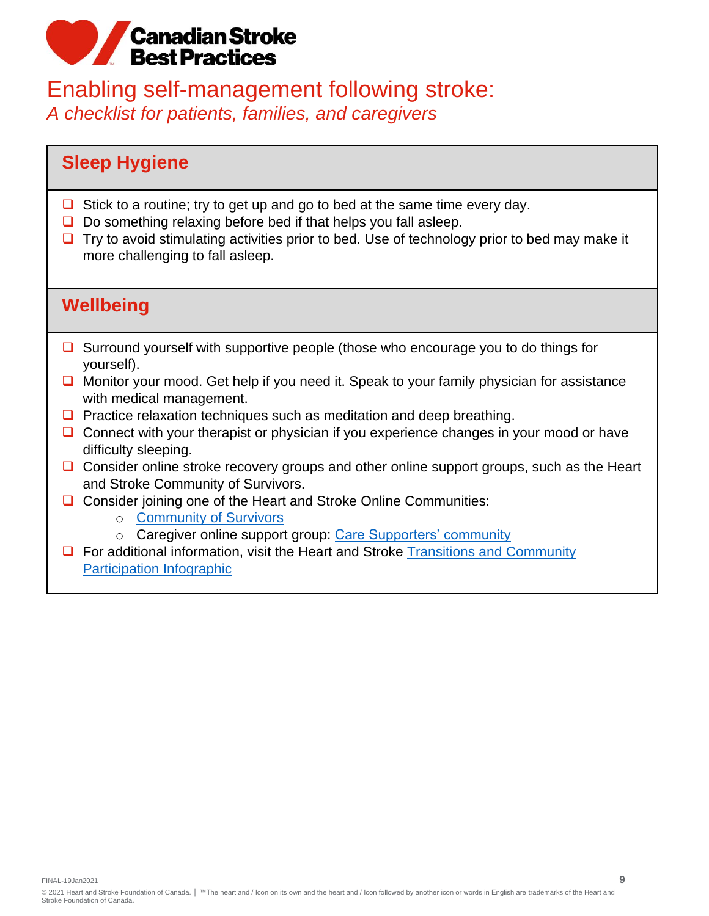# Enabling self-management following stroke:

*A checklist for patients, families, and caregivers*

## Sleep Hygiene

- ☐ Stick to a routine; try to get up and go to bed at the same time every day.
- ☐ Do something relaxing before bed if that helps you fall asleep.
- ☐ Try to avoid stimulating activities prior to bed. Use of technology prior to bed may make it more challenging to fall asleep.

## Wellbeing

- ☐ Surround yourself with supportive people (those who encourage you to do things for yourself).
- ☐ Monitor your mood. Get help if you need it. Speak to your family physician for assistance with medical management.
- ☐ Practice relaxation techniques such as meditation and deep breathing.
- ☐ Connect with your therapist or physician if you experience changes in your mood or have difficulty sleeping.
- ☐ Consider online stroke recovery groups and other online support groups, such as the Heart and Stroke Community of Survivors.
- ☐ Consider joining one of the Heart and Stroke Online Communities:
    - Community of Survivors
    - Caregiver online support group: Care Supporters' community
- ☐ For additional information, visit the Heart and Stroke Transitions and Community Participation Infographic

FINAL-19Jan2021

© 2021 Heart and Stroke Foundation of Canada. | ™The heart and / Icon on its own and the heart and / Icon followed by another icon or words in English are trademarks of the Heart and Stroke Foundation of Canada.